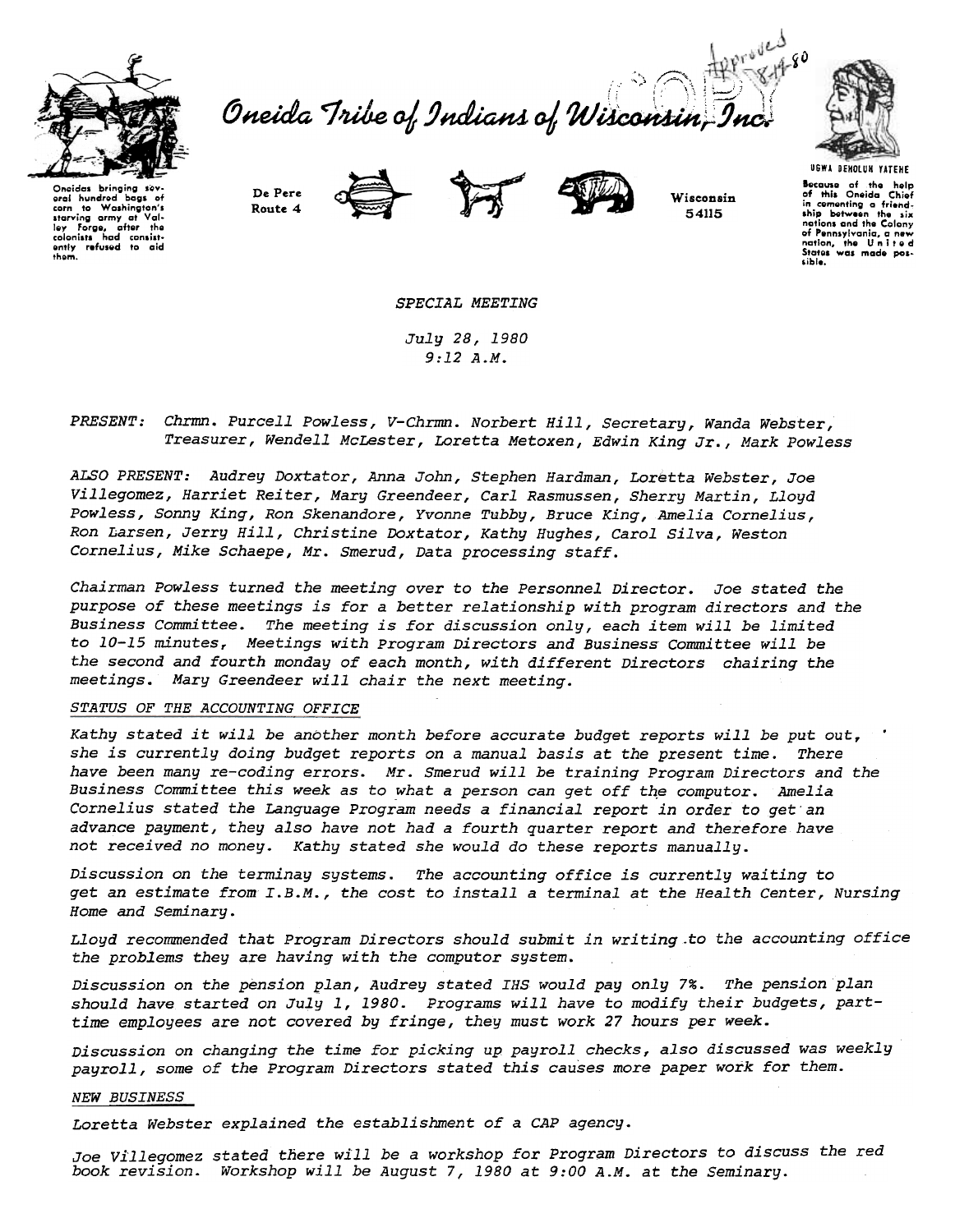Oneida Tribe of Indians of Wisconsin, Inc.

Oneidas bringing several hundred bags of corn to Washington's starving army at Valley Forge, after the colonists had consistently refused to aid them.

De Pere Route 4

Wisconsin 54115

UGWA DEHOLUH YATEHE

Because of the help of this Oneida Chief in cementing a friendship between the six nations and the Colony of Pennsylvania, a new nation, the United States was made possible.

COPY Approved 8-11-80

*SPECIAL MEETING*

*July 28, 1980*
*9:12 A.M.*

*PRESENT: Chrmn. Purcell Powless, V-Chrmn. Norbert Hill, Secretary, Wanda Webster, Treasurer, Wendell McLester, Loretta Metoxen, Edwin King Jr., Mark Powless*

*ALSO PRESENT: Audrey Doxtator, Anna John, Stephen Hardman, Loretta Webster, Joe Villegomez, Harriet Reiter, Mary Greendeer, Carl Rasmussen, Sherry Martin, Lloyd Powless, Sonny King, Ron Skenandore, Yvonne Tubby, Bruce King, Amelia Cornelius, Ron Larsen, Jerry Hill, Christine Doxtator, Kathy Hughes, Carol Silva, Weston Cornelius, Mike Schaepe, Mr. Smerud, Data processing staff.*

*Chairman Powless turned the meeting over to the Personnel Director. Joe stated the purpose of these meetings is for a better relationship with program directors and the Business Committee. The meeting is for discussion only, each item will be limited to 10-15 minutes, Meetings with Program Directors and Business Committee will be the second and fourth monday of each month, with different Directors chairing the meetings. Mary Greendeer will chair the next meeting.*

*STATUS OF THE ACCOUNTING OFFICE*

*Kathy stated it will be another month before accurate budget reports will be put out, she is currently doing budget reports on a manual basis at the present time. There have been many re-coding errors. Mr. Smerud will be training Program Directors and the Business Committee this week as to what a person can get off the computor. Amelia Cornelius stated the Language Program needs a financial report in order to get an advance payment, they also have not had a fourth quarter report and therefore have not received no money. Kathy stated she would do these reports manually.*

*Discussion on the terminay systems. The accounting office is currently waiting to get an estimate from I.B.M., the cost to install a terminal at the Health Center, Nursing Home and Seminary.*

*Lloyd recommended that Program Directors should submit in writing to the accounting office the problems they are having with the computor system.*

*Discussion on the pension plan, Audrey stated IHS would pay only 7%. The pension plan should have started on July 1, 1980. Programs will have to modify their budgets, part-time employees are not covered by fringe, they must work 27 hours per week.*

*Discussion on changing the time for picking up payroll checks, also discussed was weekly payroll, some of the Program Directors stated this causes more paper work for them.*

*NEW BUSINESS*

*Loretta Webster explained the establishment of a CAP agency.*

*Joe Villegomez stated there will be a workshop for Program Directors to discuss the red book revision. Workshop will be August 7, 1980 at 9:00 A.M. at the Seminary.*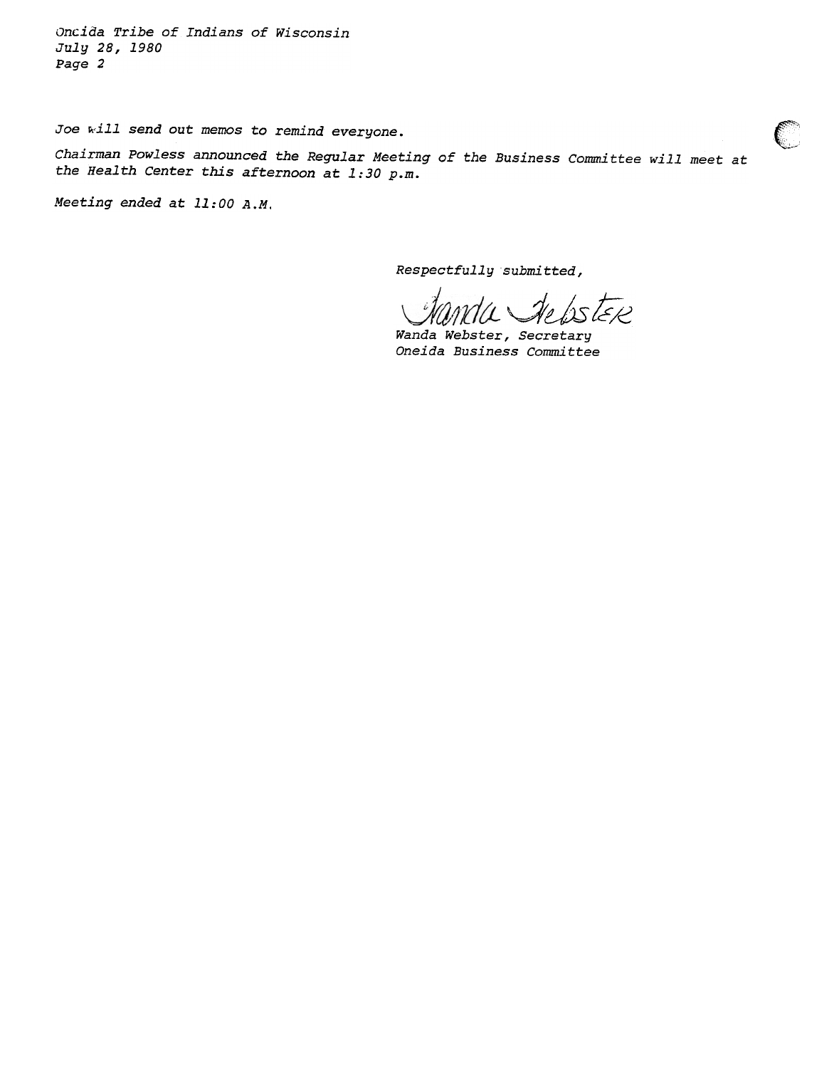Joe will send out memos to remind everyone.

Chairman Powless announced the Regular Meeting of the Business Committee will meet at the Health Center this afternoon at 1:30 p.m.

Meeting ended at 11:00 A.M.

Respectfully submitted,

Wanda Webster

Wanda Webster, Secretary
Oneida Business Committee